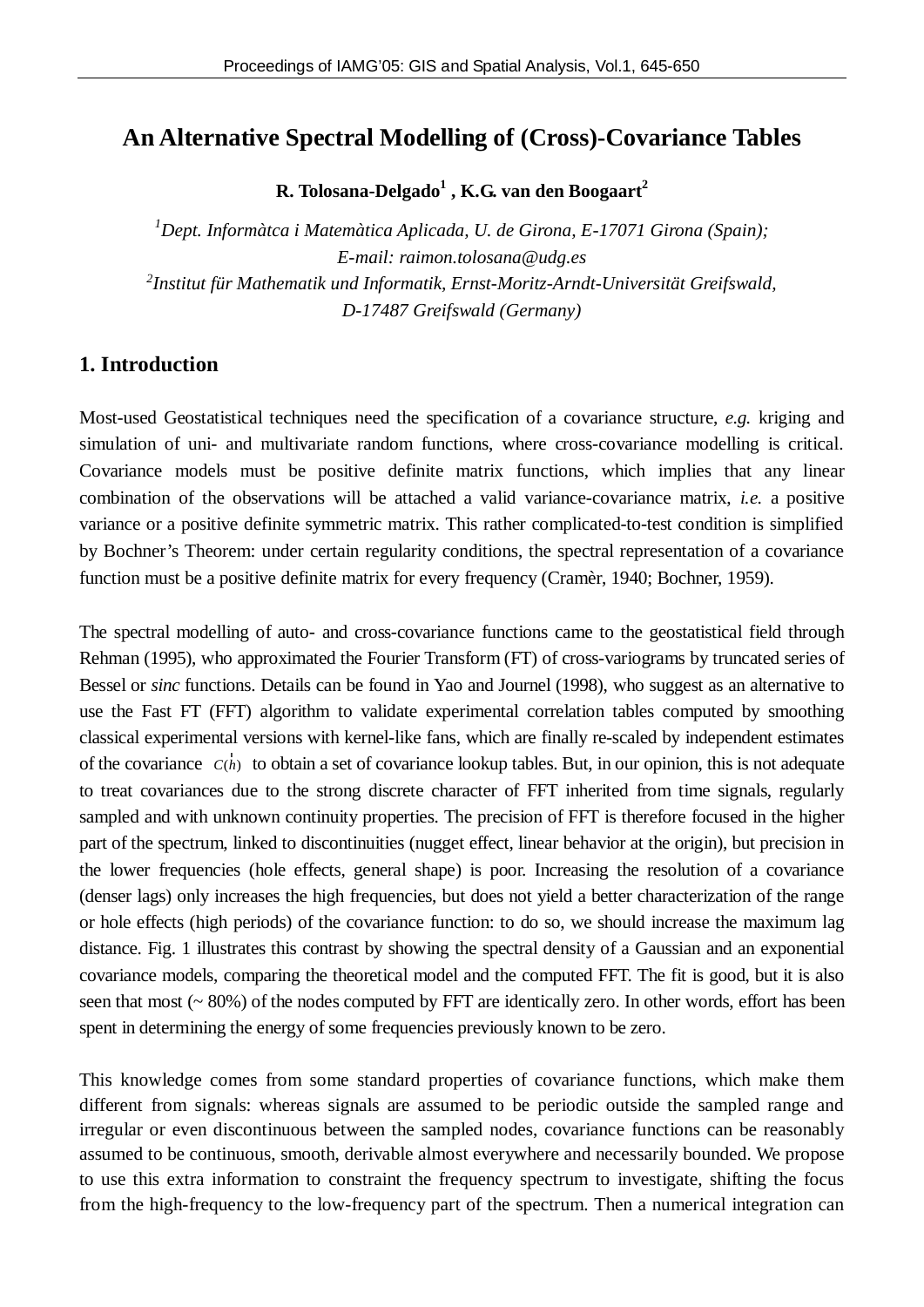# An Alternative Spectral Modelling of (Cross)-Covariance Tables

**R. Tolosana-Delgado[1] , K.G. van den Boogaart[2]**

*[1]Dept. Informàtca i Matemàtica Aplicada, U. de Girona, E-17071 Girona (Spain); E-mail: raimon.tolosana@udg.es*

*[2]Institut für Mathematik und Informatik, Ernst-Moritz-Arndt-Universität Greifswald, D-17487 Greifswald (Germany)*

## 1. Introduction

Most-used Geostatistical techniques need the specification of a covariance structure, *e.g.* kriging and simulation of uni- and multivariate random functions, where cross-covariance modelling is critical. Covariance models must be positive definite matrix functions, which implies that any linear combination of the observations will be attached a valid variance-covariance matrix, *i.e.* a positive variance or a positive definite symmetric matrix. This rather complicated-to-test condition is simplified by Bochner's Theorem: under certain regularity conditions, the spectral representation of a covariance function must be a positive definite matrix for every frequency (Cramèr, 1940; Bochner, 1959).

The spectral modelling of auto- and cross-covariance functions came to the geostatistical field through Rehman (1995), who approximated the Fourier Transform (FT) of cross-variograms by truncated series of Bessel or *sinc* functions. Details can be found in Yao and Journel (1998), who suggest as an alternative to use the Fast FT (FFT) algorithm to validate experimental correlation tables computed by smoothing classical experimental versions with kernel-like fans, which are finally re-scaled by independent estimates of the covariance $C(\vec{h})$ to obtain a set of covariance lookup tables. But, in our opinion, this is not adequate to treat covariances due to the strong discrete character of FFT inherited from time signals, regularly sampled and with unknown continuity properties. The precision of FFT is therefore focused in the higher part of the spectrum, linked to discontinuities (nugget effect, linear behavior at the origin), but precision in the lower frequencies (hole effects, general shape) is poor. Increasing the resolution of a covariance (denser lags) only increases the high frequencies, but does not yield a better characterization of the range or hole effects (high periods) of the covariance function: to do so, we should increase the maximum lag distance. Fig. 1 illustrates this contrast by showing the spectral density of a Gaussian and an exponential covariance models, comparing the theoretical model and the computed FFT. The fit is good, but it is also seen that most (~ 80%) of the nodes computed by FFT are identically zero. In other words, effort has been spent in determining the energy of some frequencies previously known to be zero.

This knowledge comes from some standard properties of covariance functions, which make them different from signals: whereas signals are assumed to be periodic outside the sampled range and irregular or even discontinuous between the sampled nodes, covariance functions can be reasonably assumed to be continuous, smooth, derivable almost everywhere and necessarily bounded. We propose to use this extra information to constraint the frequency spectrum to investigate, shifting the focus from the high-frequency to the low-frequency part of the spectrum. Then a numerical integration can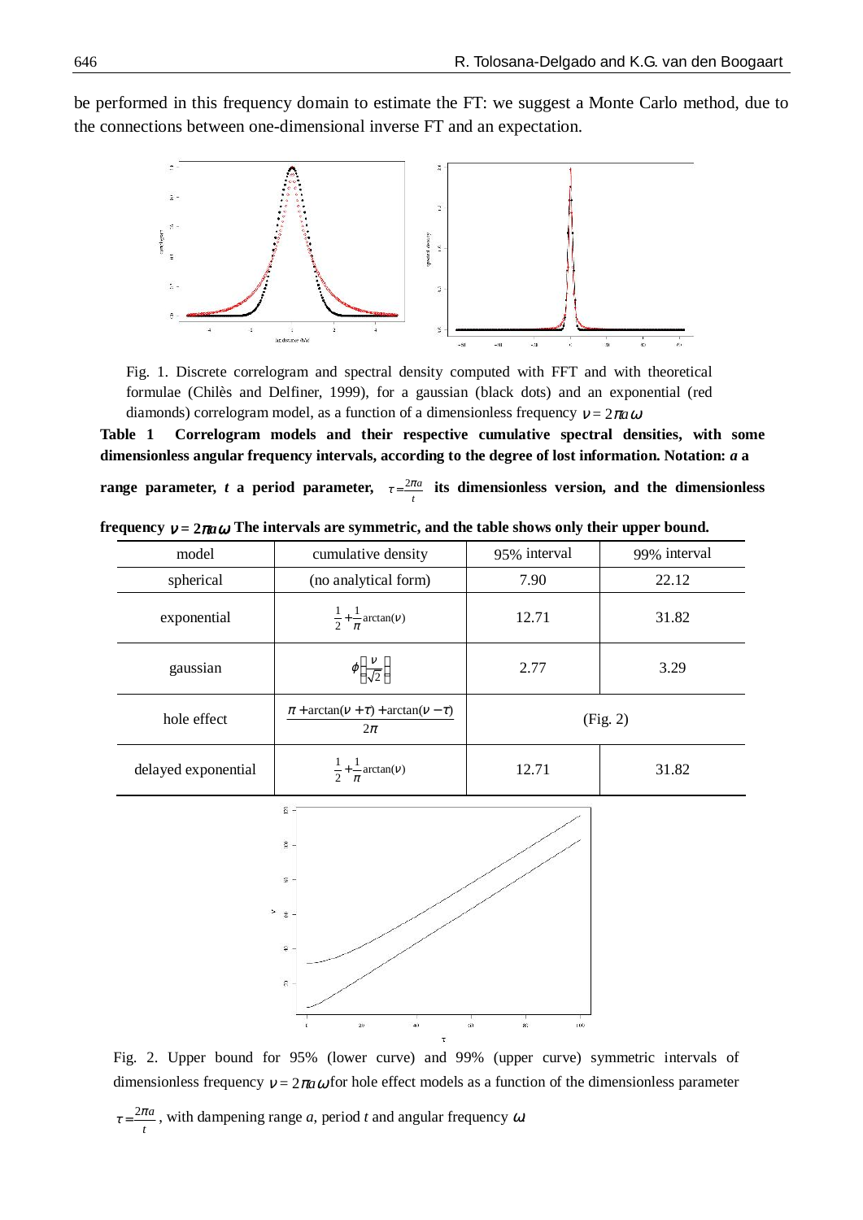be performed in this frequency domain to estimate the FT: we suggest a Monte Carlo method, due to the connections between one-dimensional inverse FT and an expectation.

Fig. 1. Discrete correlogram and spectral density computed with FFT and with theoretical formulae (Chilès and Delfiner, 1999), for a gaussian (black dots) and an exponential (red diamonds) correlogram model, as a function of a dimensionless frequency $\nu = 2\pi a\omega$

**Table 1 Correlogram models and their respective cumulative spectral densities, with some dimensionless angular frequency intervals, according to the degree of lost information. Notation: *a* a range parameter, *t* a period parameter, $\tau = \frac{2\pi a}{t}$ its dimensionless version, and the dimensionless frequency $\nu = 2\pi a\omega$ The intervals are symmetric, and the table shows only their upper bound.**

| model | cumulative density | 95% interval | 99% interval |
|---|---|---|---|
| spherical | (no analytical form) | 7.90 | 22.12 |
| exponential | $\frac{1}{2}+\frac{1}{\pi}\arctan(\nu)$ | 12.71 | 31.82 |
| gaussian | $\phi\left(\frac{\nu}{\sqrt{2}}\right)$ | 2.77 | 3.29 |
| hole effect | $\frac{\pi+\arctan(\nu+\tau)+\arctan(\nu-\tau)}{2\pi}$ | (Fig. 2) | |
| delayed exponential | $\frac{1}{2}+\frac{1}{\pi}\arctan(\nu)$ | 12.71 | 31.82 |

Fig. 2. Upper bound for 95% (lower curve) and 99% (upper curve) symmetric intervals of dimensionless frequency $\nu = 2\pi a\omega$ for hole effect models as a function of the dimensionless parameter $\tau = \frac{2\pi a}{t}$, with dampening range *a*, period *t* and angular frequency $\omega$.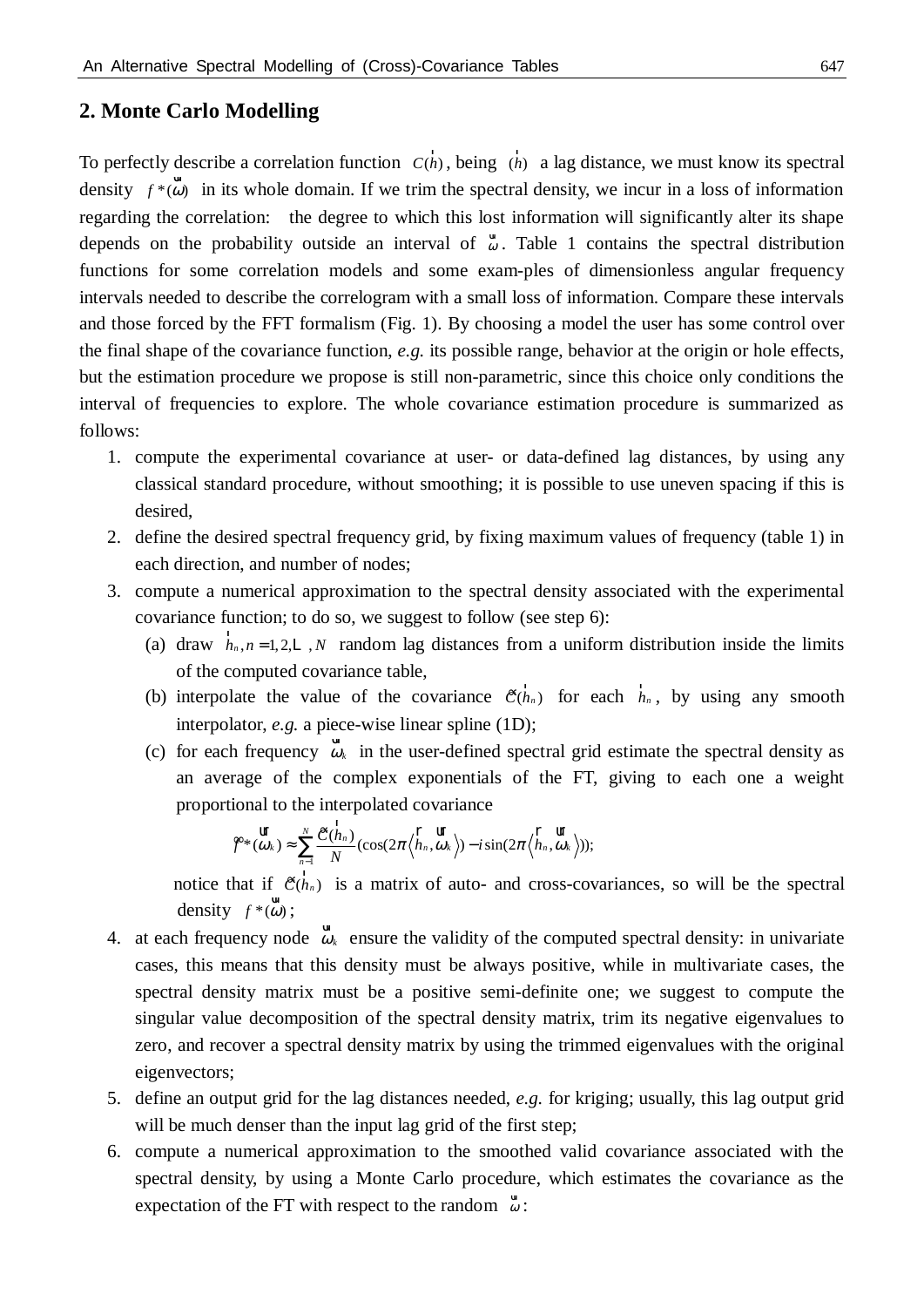## 2. Monte Carlo Modelling

To perfectly describe a correlation function $C(\vec{h})$, being $(\vec{h})$ a lag distance, we must know its spectral density $f^*(\vec{\omega})$ in its whole domain. If we trim the spectral density, we incur in a loss of information regarding the correlation: the degree to which this lost information will significantly alter its shape depends on the probability outside an interval of $\vec{\omega}$. Table 1 contains the spectral distribution functions for some correlation models and some exam-ples of dimensionless angular frequency intervals needed to describe the correlogram with a small loss of information. Compare these intervals and those forced by the FFT formalism (Fig. 1). By choosing a model the user has some control over the final shape of the covariance function, *e.g.* its possible range, behavior at the origin or hole effects, but the estimation procedure we propose is still non-parametric, since this choice only conditions the interval of frequencies to explore. The whole covariance estimation procedure is summarized as follows:

1. compute the experimental covariance at user- or data-defined lag distances, by using any classical standard procedure, without smoothing; it is possible to use uneven spacing if this is desired,
2. define the desired spectral frequency grid, by fixing maximum values of frequency (table 1) in each direction, and number of nodes;
3. compute a numerical approximation to the spectral density associated with the experimental covariance function; to do so, we suggest to follow (see step 6):
   (a) draw $\vec{h}_n, n = 1, 2, \ldots, N$ random lag distances from a uniform distribution inside the limits of the computed covariance table,
   (b) interpolate the value of the covariance $\tilde{C}(\vec{h}_n)$ for each $\vec{h}_n$, by using any smooth interpolator, *e.g.* a piece-wise linear spline (1D);
   (c) for each frequency $\vec{\omega}_k$ in the user-defined spectral grid estimate the spectral density as an average of the complex exponentials of the FT, giving to each one a weight proportional to the interpolated covariance

   $$\tilde{f}^*(\vec{\omega}_k) \approx \sum_{n=1}^{N} \frac{\tilde{C}(\vec{h}_n)}{N} (\cos(2\pi \langle \vec{h}_n, \vec{\omega}_k \rangle) - i \sin(2\pi \langle \vec{h}_n, \vec{\omega}_k \rangle));$$

   notice that if $\tilde{C}(\vec{h}_n)$ is a matrix of auto- and cross-covariances, so will be the spectral density $f^*(\vec{\omega})$;
4. at each frequency node $\vec{\omega}_k$ ensure the validity of the computed spectral density: in univariate cases, this means that this density must be always positive, while in multivariate cases, the spectral density matrix must be a positive semi-definite one; we suggest to compute the singular value decomposition of the spectral density matrix, trim its negative eigenvalues to zero, and recover a spectral density matrix by using the trimmed eigenvalues with the original eigenvectors;
5. define an output grid for the lag distances needed, *e.g.* for kriging; usually, this lag output grid will be much denser than the input lag grid of the first step;
6. compute a numerical approximation to the smoothed valid covariance associated with the spectral density, by using a Monte Carlo procedure, which estimates the covariance as the expectation of the FT with respect to the random $\vec{\omega}$: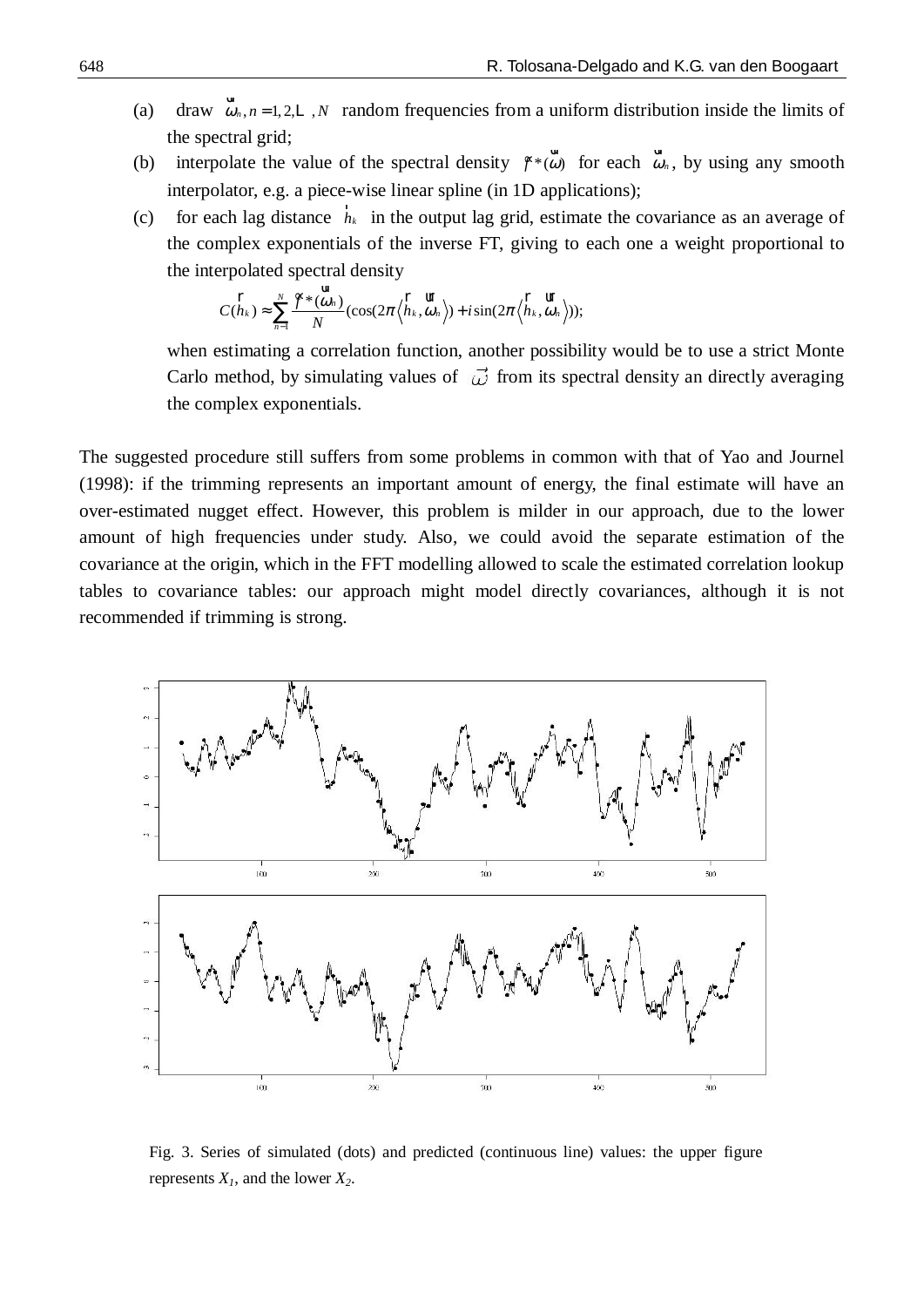(a) draw $\vec{\omega}_n, n = 1, 2, \ldots, N$ random frequencies from a uniform distribution inside the limits of the spectral grid;

(b) interpolate the value of the spectral density $\hat{f}^*(\vec{\omega})$ for each $\vec{\omega}_n$, by using any smooth interpolator, e.g. a piece-wise linear spline (in 1D applications);

(c) for each lag distance $\vec{h}_k$ in the output lag grid, estimate the covariance as an average of the complex exponentials of the inverse FT, giving to each one a weight proportional to the interpolated spectral density

$$C(\vec{h}_k) \approx \sum_{n=1}^{N} \frac{\hat{f}^*(\vec{\omega}_n)}{N} (\cos(2\pi \langle \vec{h}_k, \vec{\omega}_n \rangle) + i \sin(2\pi \langle \vec{h}_k, \vec{\omega}_n \rangle));$$

when estimating a correlation function, another possibility would be to use a strict Monte Carlo method, by simulating values of $\vec{\omega}$ from its spectral density an directly averaging the complex exponentials.

The suggested procedure still suffers from some problems in common with that of Yao and Journel (1998): if the trimming represents an important amount of energy, the final estimate will have an over-estimated nugget effect. However, this problem is milder in our approach, due to the lower amount of high frequencies under study. Also, we could avoid the separate estimation of the covariance at the origin, which in the FFT modelling allowed to scale the estimated correlation lookup tables to covariance tables: our approach might model directly covariances, although it is not recommended if trimming is strong.

Fig. 3. Series of simulated (dots) and predicted (continuous line) values: the upper figure represents $X_1$, and the lower $X_2$.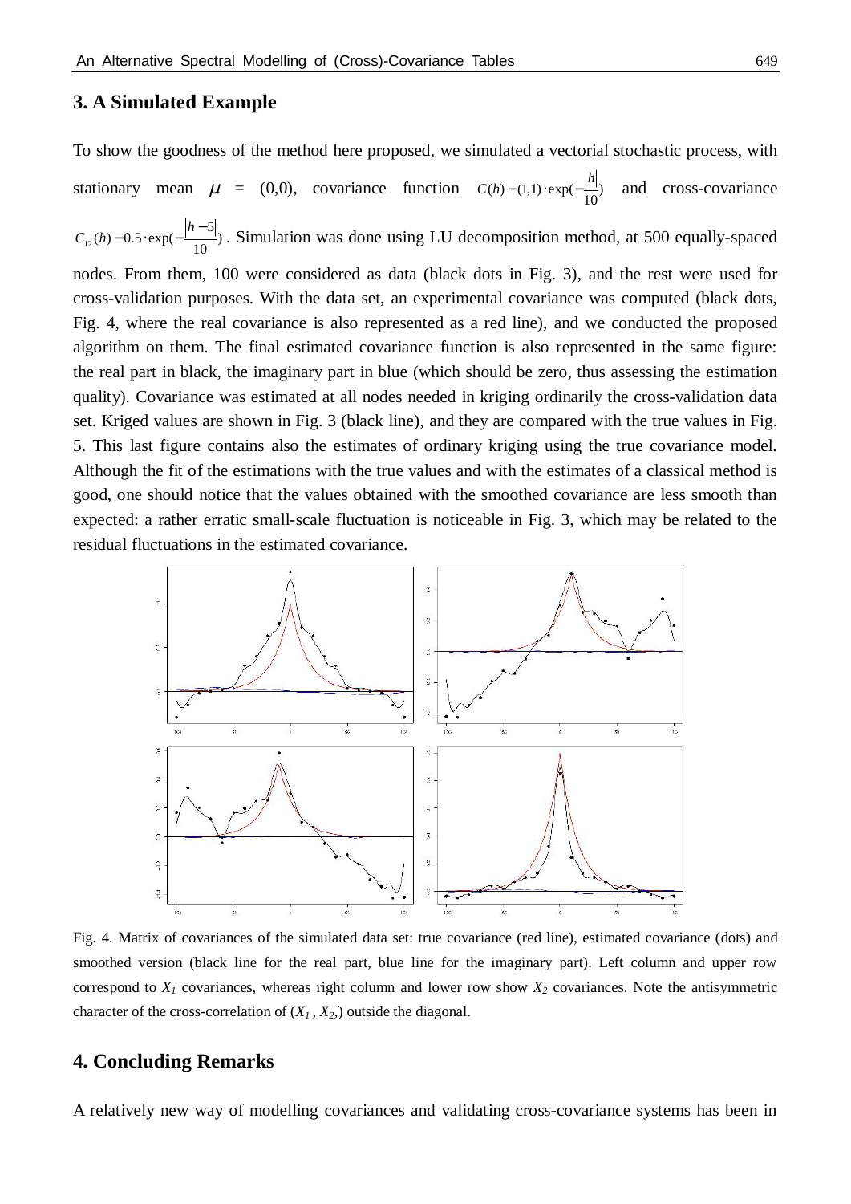## 3. A Simulated Example

To show the goodness of the method here proposed, we simulated a vectorial stochastic process, with stationary mean $\mu$ = (0,0), covariance function $C(h) = (1,1) \cdot \exp(-\frac{|h|}{10})$ and cross-covariance $C_{12}(h) = 0.5 \cdot \exp(-\frac{|h-5|}{10})$. Simulation was done using LU decomposition method, at 500 equally-spaced nodes. From them, 100 were considered as data (black dots in Fig. 3), and the rest were used for cross-validation purposes. With the data set, an experimental covariance was computed (black dots, Fig. 4, where the real covariance is also represented as a red line), and we conducted the proposed algorithm on them. The final estimated covariance function is also represented in the same figure: the real part in black, the imaginary part in blue (which should be zero, thus assessing the estimation quality). Covariance was estimated at all nodes needed in kriging ordinarily the cross-validation data set. Kriged values are shown in Fig. 3 (black line), and they are compared with the true values in Fig. 5. This last figure contains also the estimates of ordinary kriging using the true covariance model. Although the fit of the estimations with the true values and with the estimates of a classical method is good, one should notice that the values obtained with the smoothed covariance are less smooth than expected: a rather erratic small-scale fluctuation is noticeable in Fig. 3, which may be related to the residual fluctuations in the estimated covariance.

Fig. 4. Matrix of covariances of the simulated data set: true covariance (red line), estimated covariance (dots) and smoothed version (black line for the real part, blue line for the imaginary part). Left column and upper row correspond to $X_1$ covariances, whereas right column and lower row show $X_2$ covariances. Note the antisymmetric character of the cross-correlation of ($X_1$ , $X_2$,) outside the diagonal.

## 4. Concluding Remarks

A relatively new way of modelling covariances and validating cross-covariance systems has been in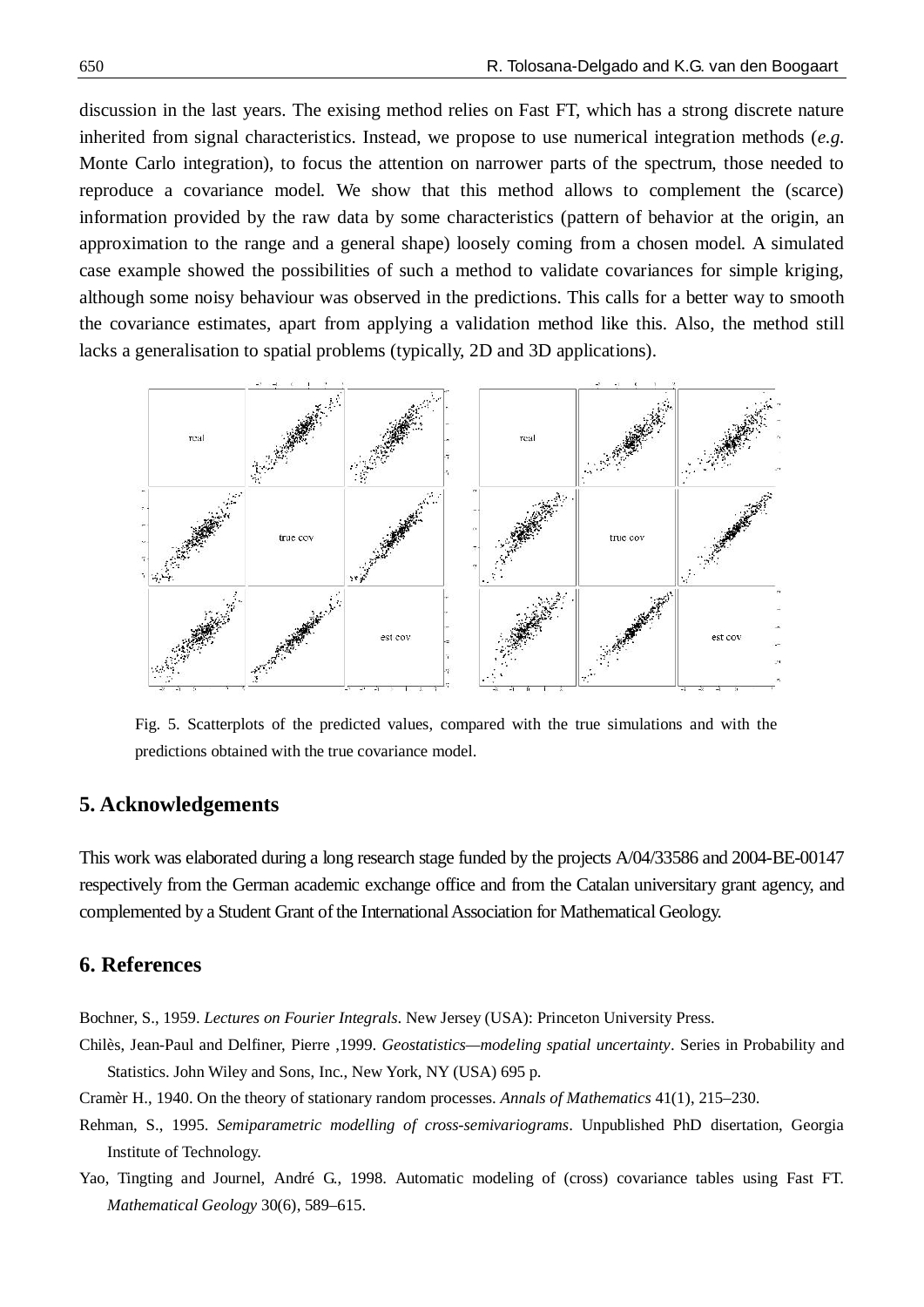discussion in the last years. The exising method relies on Fast FT, which has a strong discrete nature inherited from signal characteristics. Instead, we propose to use numerical integration methods (*e.g.* Monte Carlo integration), to focus the attention on narrower parts of the spectrum, those needed to reproduce a covariance model. We show that this method allows to complement the (scarce) information provided by the raw data by some characteristics (pattern of behavior at the origin, an approximation to the range and a general shape) loosely coming from a chosen model. A simulated case example showed the possibilities of such a method to validate covariances for simple kriging, although some noisy behaviour was observed in the predictions. This calls for a better way to smooth the covariance estimates, apart from applying a validation method like this. Also, the method still lacks a generalisation to spatial problems (typically, 2D and 3D applications).

real

true cov

est cov

real

true cov

est cov

Fig. 5. Scatterplots of the predicted values, compared with the true simulations and with the predictions obtained with the true covariance model.

## 5. Acknowledgements

This work was elaborated during a long research stage funded by the projects A/04/33586 and 2004-BE-00147 respectively from the German academic exchange office and from the Catalan universitary grant agency, and complemented by a Student Grant of the International Association for Mathematical Geology.

## 6. References

Bochner, S., 1959. *Lectures on Fourier Integrals*. New Jersey (USA): Princeton University Press.

Chilès, Jean-Paul and Delfiner, Pierre ,1999. *Geostatistics—modeling spatial uncertainty*. Series in Probability and Statistics. John Wiley and Sons, Inc., New York, NY (USA) 695 p.

Cramèr H., 1940. On the theory of stationary random processes. *Annals of Mathematics* 41(1), 215–230.

Rehman, S., 1995. *Semiparametric modelling of cross-semivariograms*. Unpublished PhD disertation, Georgia Institute of Technology.

Yao, Tingting and Journel, André G., 1998. Automatic modeling of (cross) covariance tables using Fast FT. *Mathematical Geology* 30(6), 589–615.